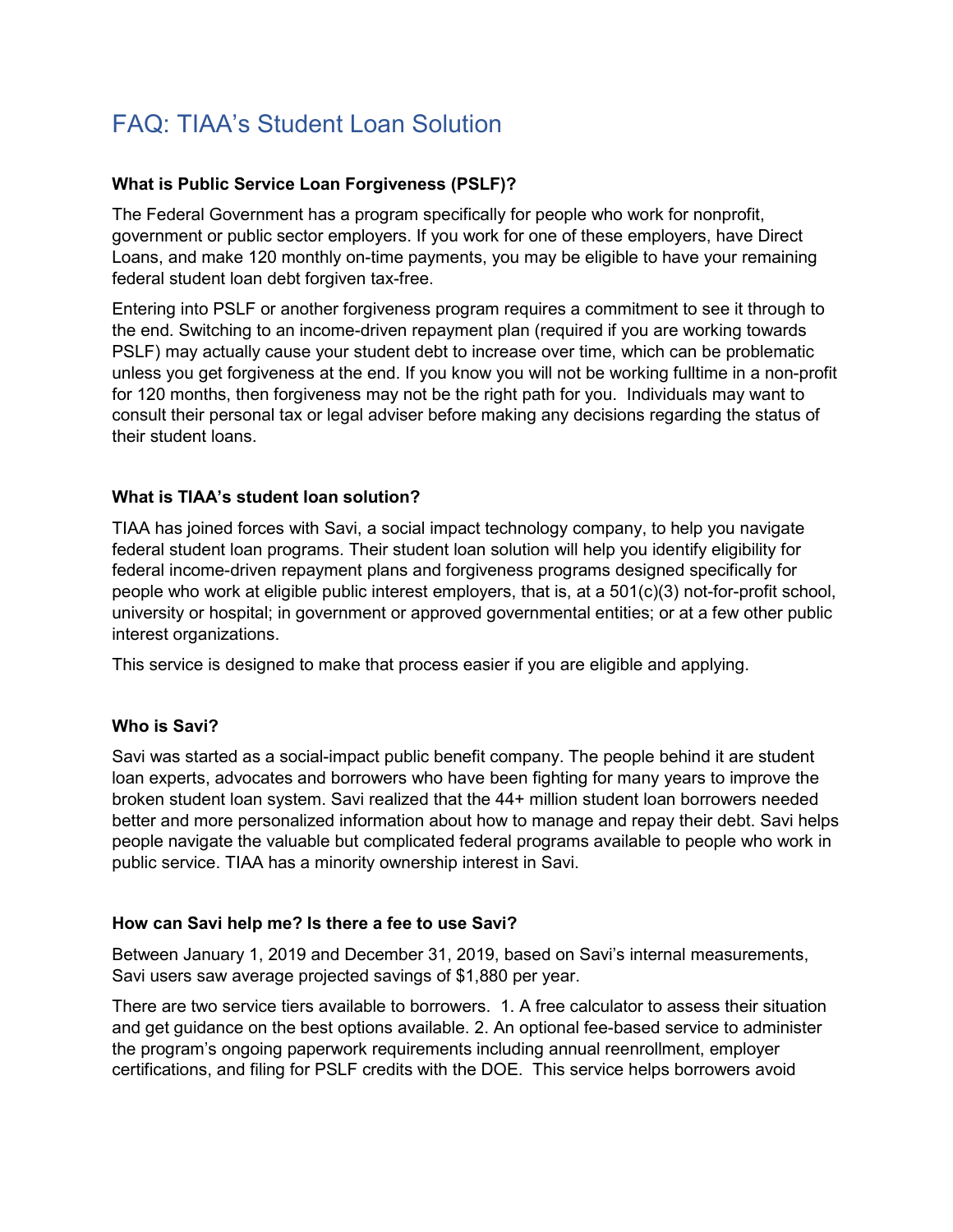# FAQ: TIAA's Student Loan Solution

**What is Public Service Loan Forgiveness (PSLF)?**

The Federal Government has a program specifically for people who work for nonprofit, government or public sector employers. If you work for one of these employers, have Direct Loans, and make 120 monthly on-time payments, you may be eligible to have your remaining federal student loan debt forgiven tax-free.

Entering into PSLF or another forgiveness program requires a commitment to see it through to the end. Switching to an income-driven repayment plan (required if you are working towards PSLF) may actually cause your student debt to increase over time, which can be problematic unless you get forgiveness at the end. If you know you will not be working fulltime in a non-profit for 120 months, then forgiveness may not be the right path for you. Individuals may want to consult their personal tax or legal adviser before making any decisions regarding the status of their student loans.

**What is TIAA's student loan solution?**

TIAA has joined forces with Savi, a social impact technology company, to help you navigate federal student loan programs. Their student loan solution will help you identify eligibility for federal income-driven repayment plans and forgiveness programs designed specifically for people who work at eligible public interest employers, that is, at a 501(c)(3) not-for-profit school, university or hospital; in government or approved governmental entities; or at a few other public interest organizations.

This service is designed to make that process easier if you are eligible and applying.

**Who is Savi?**

Savi was started as a social-impact public benefit company. The people behind it are student loan experts, advocates and borrowers who have been fighting for many years to improve the broken student loan system. Savi realized that the 44+ million student loan borrowers needed better and more personalized information about how to manage and repay their debt. Savi helps people navigate the valuable but complicated federal programs available to people who work in public service. TIAA has a minority ownership interest in Savi.

**How can Savi help me? Is there a fee to use Savi?**

Between January 1, 2019 and December 31, 2019, based on Savi's internal measurements, Savi users saw average projected savings of $1,880 per year.

There are two service tiers available to borrowers. 1. A free calculator to assess their situation and get guidance on the best options available. 2. An optional fee-based service to administer the program's ongoing paperwork requirements including annual reenrollment, employer certifications, and filing for PSLF credits with the DOE. This service helps borrowers avoid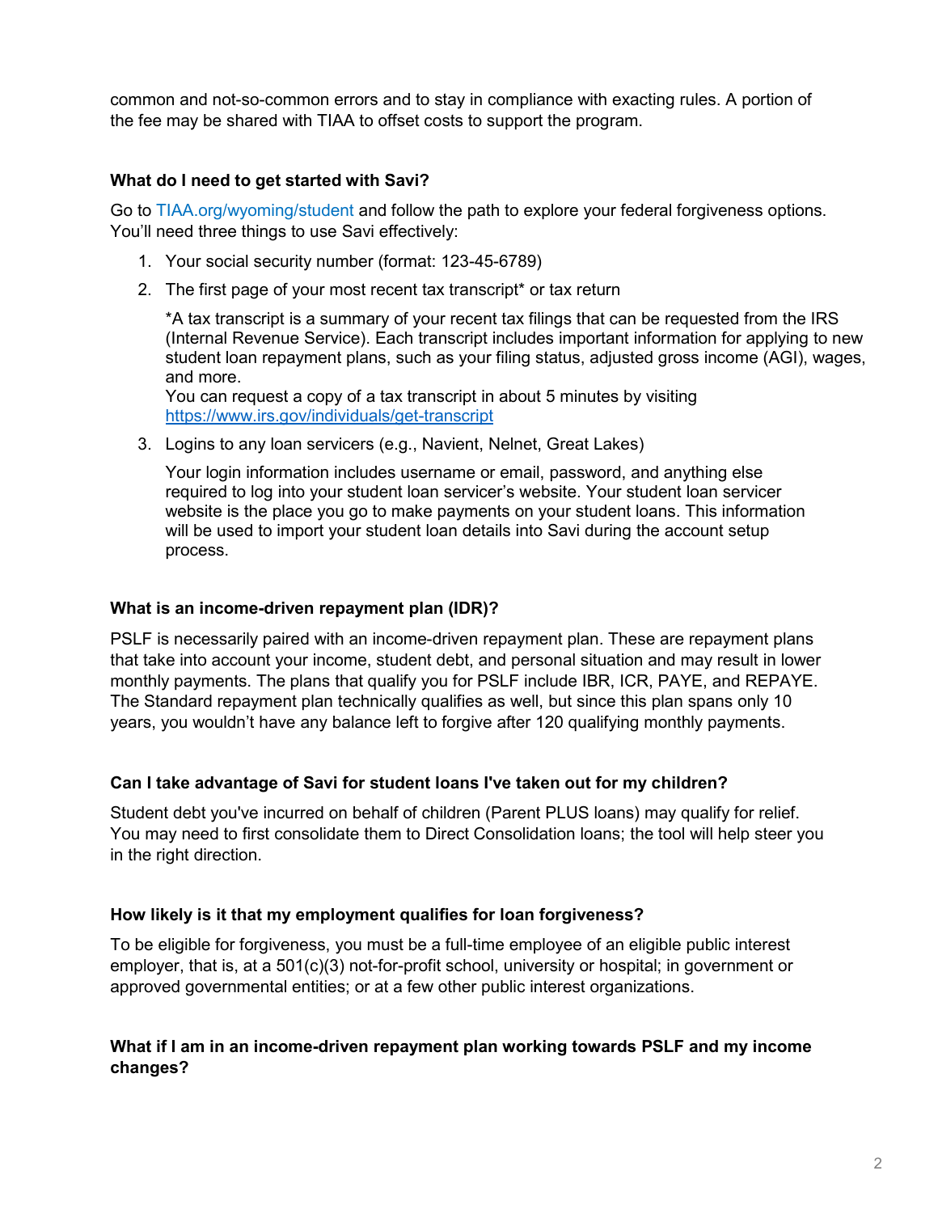common and not-so-common errors and to stay in compliance with exacting rules. A portion of the fee may be shared with TIAA to offset costs to support the program.

### What do I need to get started with Savi?

Go to TIAA.org/wyoming/student and follow the path to explore your federal forgiveness options. You'll need three things to use Savi effectively:

1. Your social security number (format: 123-45-6789)
2. The first page of your most recent tax transcript* or tax return

   *A tax transcript is a summary of your recent tax filings that can be requested from the IRS (Internal Revenue Service). Each transcript includes important information for applying to new student loan repayment plans, such as your filing status, adjusted gross income (AGI), wages, and more.
   You can request a copy of a tax transcript in about 5 minutes by visiting https://www.irs.gov/individuals/get-transcript

3. Logins to any loan servicers (e.g., Navient, Nelnet, Great Lakes)

   Your login information includes username or email, password, and anything else required to log into your student loan servicer's website. Your student loan servicer website is the place you go to make payments on your student loans. This information will be used to import your student loan details into Savi during the account setup process.

### What is an income-driven repayment plan (IDR)?

PSLF is necessarily paired with an income-driven repayment plan. These are repayment plans that take into account your income, student debt, and personal situation and may result in lower monthly payments. The plans that qualify you for PSLF include IBR, ICR, PAYE, and REPAYE. The Standard repayment plan technically qualifies as well, but since this plan spans only 10 years, you wouldn't have any balance left to forgive after 120 qualifying monthly payments.

### Can I take advantage of Savi for student loans I've taken out for my children?

Student debt you've incurred on behalf of children (Parent PLUS loans) may qualify for relief. You may need to first consolidate them to Direct Consolidation loans; the tool will help steer you in the right direction.

### How likely is it that my employment qualifies for loan forgiveness?

To be eligible for forgiveness, you must be a full-time employee of an eligible public interest employer, that is, at a 501(c)(3) not-for-profit school, university or hospital; in government or approved governmental entities; or at a few other public interest organizations.

### What if I am in an income-driven repayment plan working towards PSLF and my income changes?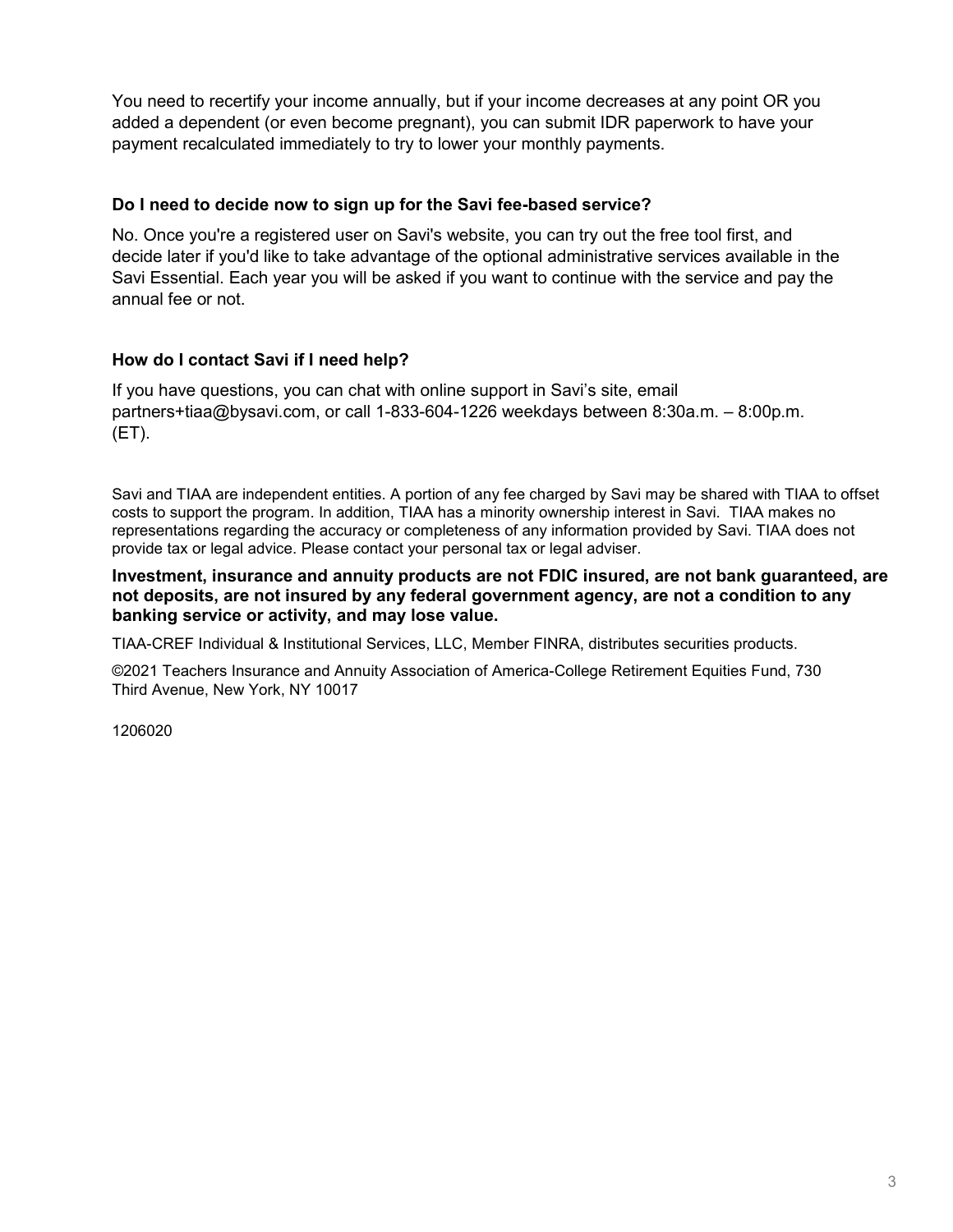You need to recertify your income annually, but if your income decreases at any point OR you added a dependent (or even become pregnant), you can submit IDR paperwork to have your payment recalculated immediately to try to lower your monthly payments.

### Do I need to decide now to sign up for the Savi fee-based service?

No. Once you're a registered user on Savi's website, you can try out the free tool first, and decide later if you'd like to take advantage of the optional administrative services available in the Savi Essential. Each year you will be asked if you want to continue with the service and pay the annual fee or not.

### How do I contact Savi if I need help?

If you have questions, you can chat with online support in Savi's site, email partners+tiaa@bysavi.com, or call 1-833-604-1226 weekdays between 8:30a.m. – 8:00p.m. (ET).

Savi and TIAA are independent entities. A portion of any fee charged by Savi may be shared with TIAA to offset costs to support the program. In addition, TIAA has a minority ownership interest in Savi. TIAA makes no representations regarding the accuracy or completeness of any information provided by Savi. TIAA does not provide tax or legal advice. Please contact your personal tax or legal adviser.

**Investment, insurance and annuity products are not FDIC insured, are not bank guaranteed, are not deposits, are not insured by any federal government agency, are not a condition to any banking service or activity, and may lose value.**

TIAA-CREF Individual & Institutional Services, LLC, Member FINRA, distributes securities products.

©2021 Teachers Insurance and Annuity Association of America-College Retirement Equities Fund, 730 Third Avenue, New York, NY 10017

1206020